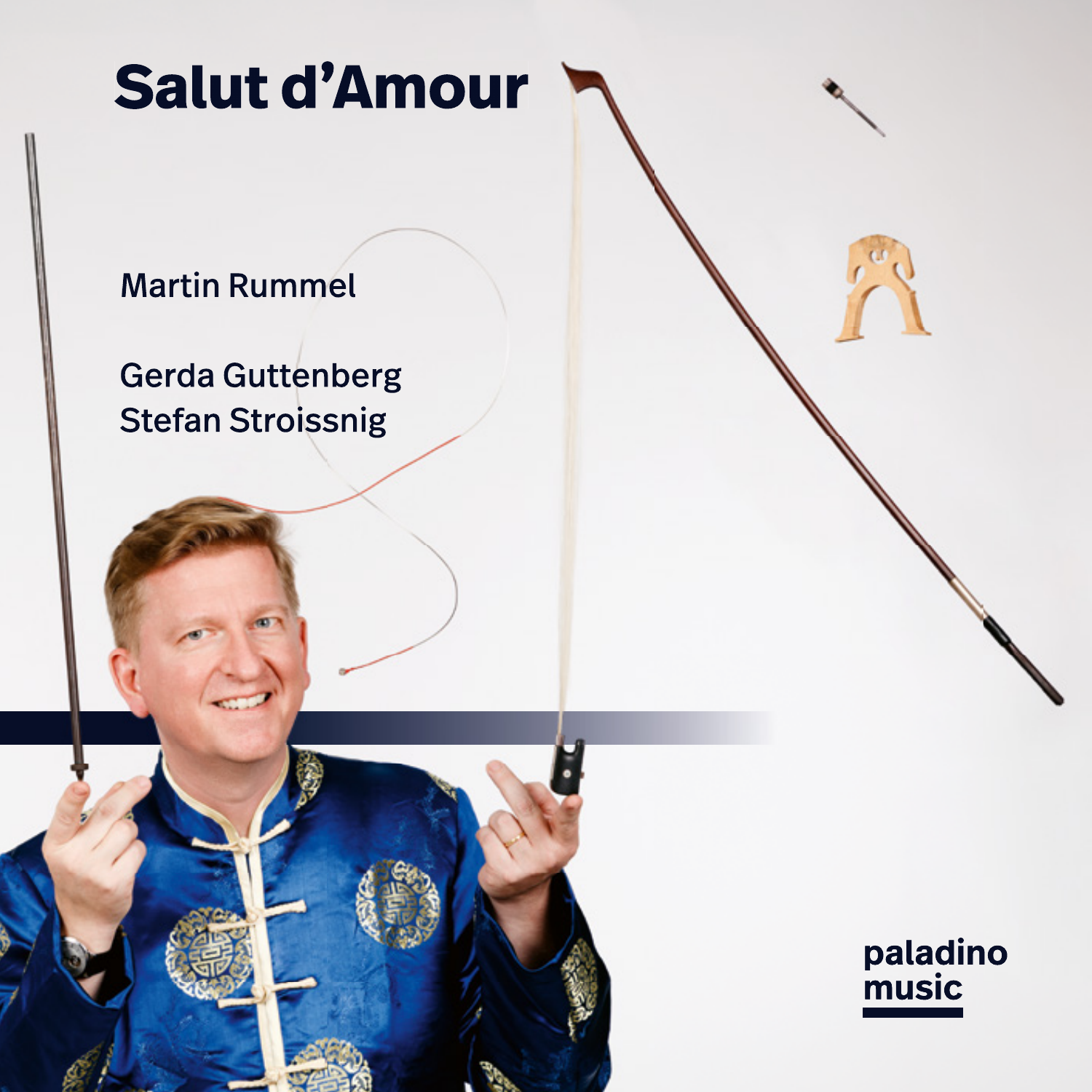# Salut d'Amour

Martin Rummel

Gerda Guttenberg
Stefan Stroissnig

paladino
music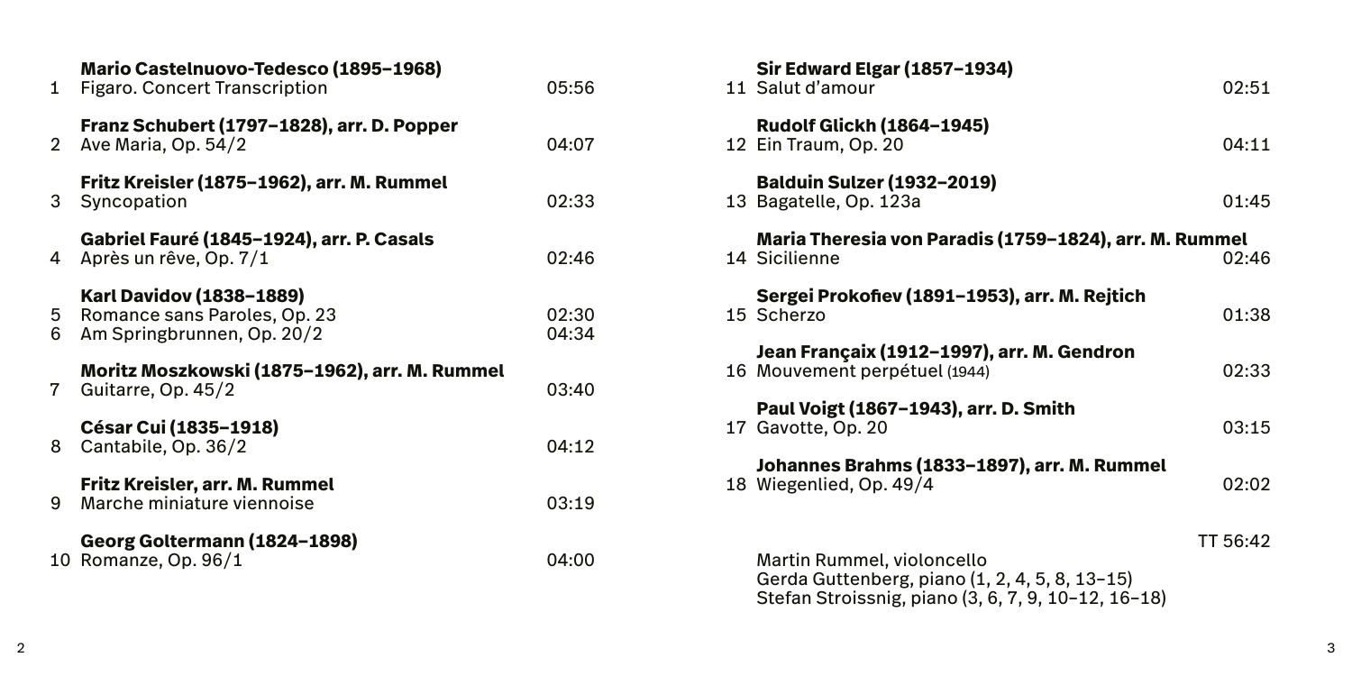**Mario Castelnuovo-Tedesco (1895–1968)**
1 Figaro. Concert Transcription 05:56

**Franz Schubert (1797–1828), arr. D. Popper**
2 Ave Maria, Op. 54/2 04:07

**Fritz Kreisler (1875–1962), arr. M. Rummel**
3 Syncopation 02:33

**Gabriel Fauré (1845–1924), arr. P. Casals**
4 Après un rêve, Op. 7/1 02:46

**Karl Davidov (1838–1889)**
5 Romance sans Paroles, Op. 23 02:30
6 Am Springbrunnen, Op. 20/2 04:34

**Moritz Moszkowski (1875–1962), arr. M. Rummel**
7 Guitarre, Op. 45/2 03:40

**César Cui (1835–1918)**
8 Cantabile, Op. 36/2 04:12

**Fritz Kreisler, arr. M. Rummel**
9 Marche miniature viennoise 03:19

**Georg Goltermann (1824–1898)**
10 Romanze, Op. 96/1 04:00

**Sir Edward Elgar (1857–1934)**
11 Salut d'amour 02:51

**Rudolf Glickh (1864–1945)**
12 Ein Traum, Op. 20 04:11

**Balduin Sulzer (1932–2019)**
13 Bagatelle, Op. 123a 01:45

**Maria Theresia von Paradis (1759–1824), arr. M. Rummel**
14 Sicilienne 02:46

**Sergei Prokofiev (1891–1953), arr. M. Rejtich**
15 Scherzo 01:38

**Jean Françaix (1912–1997), arr. M. Gendron**
16 Mouvement perpétuel (1944) 02:33

**Paul Voigt (1867–1943), arr. D. Smith**
17 Gavotte, Op. 20 03:15

**Johannes Brahms (1833–1897), arr. M. Rummel**
18 Wiegenlied, Op. 49/4 02:02

TT 56:42

Martin Rummel, violoncello
Gerda Guttenberg, piano (1, 2, 4, 5, 8, 13–15)
Stefan Stroissnig, piano (3, 6, 7, 9, 10–12, 16–18)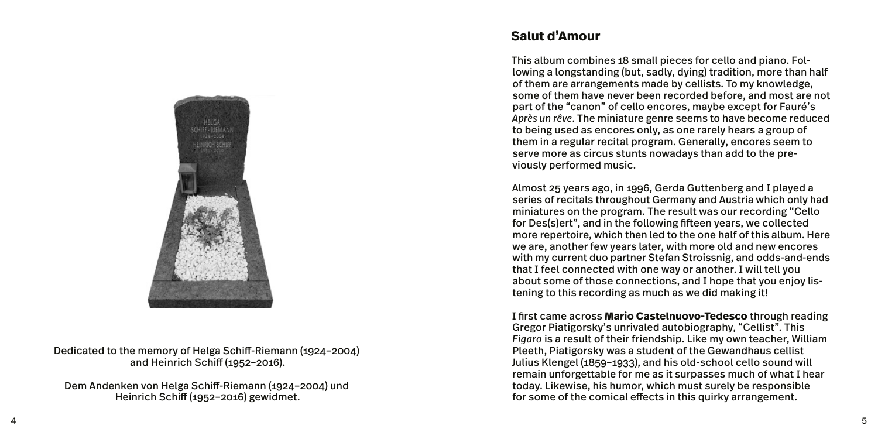Dedicated to the memory of Helga Schiff-Riemann (1924–2004) and Heinrich Schiff (1952–2016).

Dem Andenken von Helga Schiff-Riemann (1924–2004) und Heinrich Schiff (1952–2016) gewidmet.

## Salut d'Amour

This album combines 18 small pieces for cello and piano. Following a longstanding (but, sadly, dying) tradition, more than half of them are arrangements made by cellists. To my knowledge, some of them have never been recorded before, and most are not part of the "canon" of cello encores, maybe except for Fauré's *Après un rêve*. The miniature genre seems to have become reduced to being used as encores only, as one rarely hears a group of them in a regular recital program. Generally, encores seem to serve more as circus stunts nowadays than add to the previously performed music.

Almost 25 years ago, in 1996, Gerda Guttenberg and I played a series of recitals throughout Germany and Austria which only had miniatures on the program. The result was our recording "Cello for Des(s)ert", and in the following fifteen years, we collected more repertoire, which then led to the one half of this album. Here we are, another few years later, with more old and new encores with my current duo partner Stefan Stroissnig, and odds-and-ends that I feel connected with one way or another. I will tell you about some of those connections, and I hope that you enjoy listening to this recording as much as we did making it!

I first came across **Mario Castelnuovo-Tedesco** through reading Gregor Piatigorsky's unrivaled autobiography, "Cellist". This *Figaro* is a result of their friendship. Like my own teacher, William Pleeth, Piatigorsky was a student of the Gewandhaus cellist Julius Klengel (1859–1933), and his old-school cello sound will remain unforgettable for me as it surpasses much of what I hear today. Likewise, his humor, which must surely be responsible for some of the comical effects in this quirky arrangement.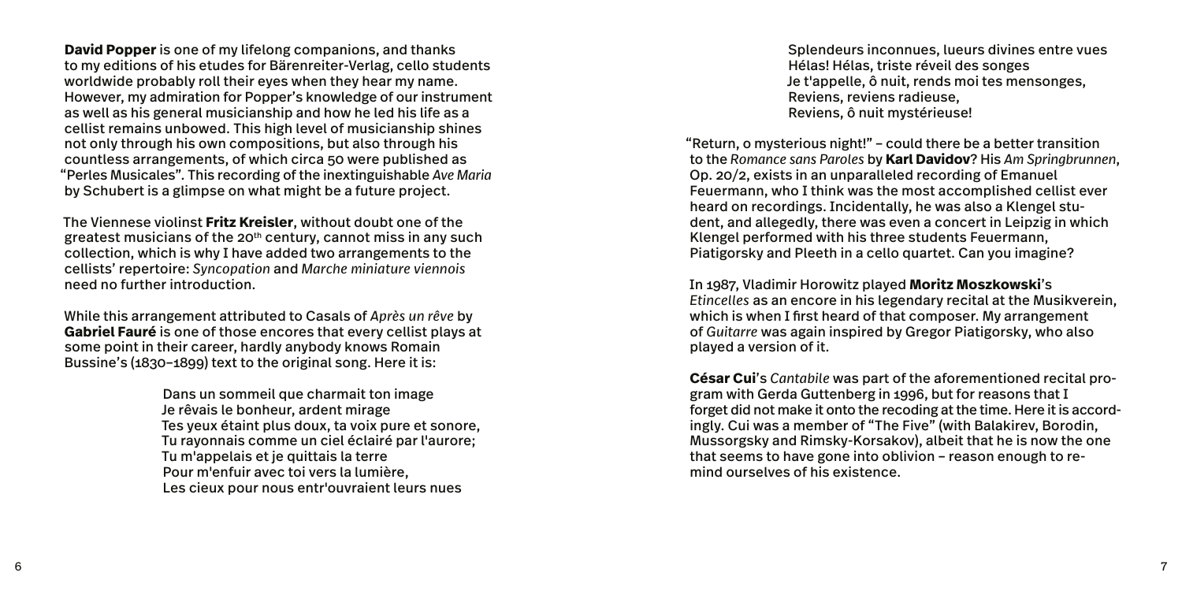**David Popper** is one of my lifelong companions, and thanks to my editions of his etudes for Bärenreiter-Verlag, cello students worldwide probably roll their eyes when they hear my name. However, my admiration for Popper's knowledge of our instrument as well as his general musicianship and how he led his life as a cellist remains unbowed. This high level of musicianship shines not only through his own compositions, but also through his countless arrangements, of which circa 50 were published as "Perles Musicales". This recording of the inextinguishable *Ave Maria* by Schubert is a glimpse on what might be a future project.

The Viennese violinst **Fritz Kreisler**, without doubt one of the greatest musicians of the 20th century, cannot miss in any such collection, which is why I have added two arrangements to the cellists' repertoire: *Syncopation* and *Marche miniature viennois* need no further introduction.

While this arrangement attributed to Casals of *Après un rêve* by **Gabriel Fauré** is one of those encores that every cellist plays at some point in their career, hardly anybody knows Romain Bussine's (1830–1899) text to the original song. Here it is:

Dans un sommeil que charmait ton image
Je rêvais le bonheur, ardent mirage
Tes yeux étaint plus doux, ta voix pure et sonore,
Tu rayonnais comme un ciel éclairé par l'aurore;
Tu m'appelais et je quittais la terre
Pour m'enfuir avec toi vers la lumière,
Les cieux pour nous entr'ouvraient leurs nues
Splendeurs inconnues, lueurs divines entre vues
Hélas! Hélas, triste réveil des songes
Je t'appelle, ô nuit, rends moi tes mensonges,
Reviens, reviens radieuse,
Reviens, ô nuit mystérieuse!

"Return, o mysterious night!" – could there be a better transition to the *Romance sans Paroles* by **Karl Davidov**? His *Am Springbrunnen*, Op. 20/2, exists in an unparalleled recording of Emanuel Feuermann, who I think was the most accomplished cellist ever heard on recordings. Incidentally, he was also a Klengel student, and allegedly, there was even a concert in Leipzig in which Klengel performed with his three students Feuermann, Piatigorsky and Pleeth in a cello quartet. Can you imagine?

In 1987, Vladimir Horowitz played **Moritz Moszkowski**'s *Etincelles* as an encore in his legendary recital at the Musikverein, which is when I first heard of that composer. My arrangement of *Guitarre* was again inspired by Gregor Piatigorsky, who also played a version of it.

**César Cui**'s *Cantabile* was part of the aforementioned recital program with Gerda Guttenberg in 1996, but for reasons that I forget did not make it onto the recoding at the time. Here it is accordingly. Cui was a member of "The Five" (with Balakirev, Borodin, Mussorgsky and Rimsky-Korsakov), albeit that he is now the one that seems to have gone into oblivion – reason enough to remind ourselves of his existence.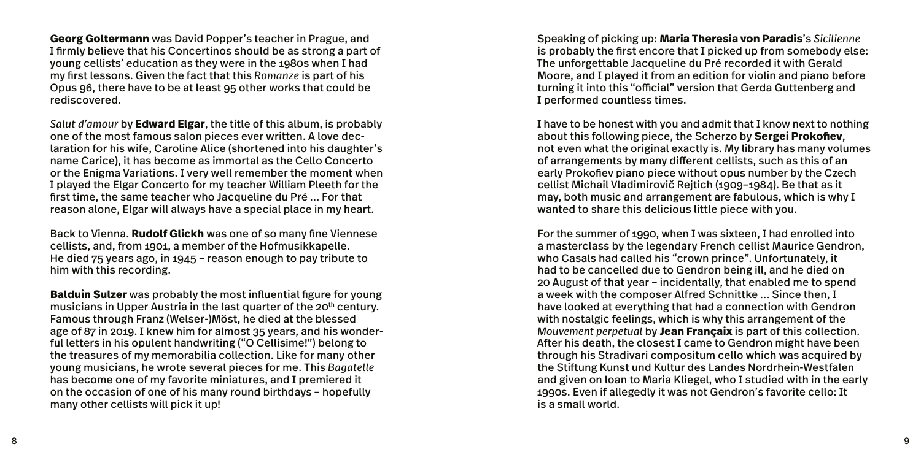**Georg Goltermann** was David Popper's teacher in Prague, and I firmly believe that his Concertinos should be as strong a part of young cellists' education as they were in the 1980s when I had my first lessons. Given the fact that this *Romanze* is part of his Opus 96, there have to be at least 95 other works that could be rediscovered.

*Salut d'amour* by **Edward Elgar**, the title of this album, is probably one of the most famous salon pieces ever written. A love declaration for his wife, Caroline Alice (shortened into his daughter's name Carice), it has become as immortal as the Cello Concerto or the Enigma Variations. I very well remember the moment when I played the Elgar Concerto for my teacher William Pleeth for the first time, the same teacher who Jacqueline du Pré … For that reason alone, Elgar will always have a special place in my heart.

Back to Vienna. **Rudolf Glickh** was one of so many fine Viennese cellists, and, from 1901, a member of the Hofmusikkapelle. He died 75 years ago, in 1945 – reason enough to pay tribute to him with this recording.

**Balduin Sulzer** was probably the most influential figure for young musicians in Upper Austria in the last quarter of the 20th century. Famous through Franz (Welser-)Möst, he died at the blessed age of 87 in 2019. I knew him for almost 35 years, and his wonderful letters in his opulent handwriting ("O Cellisime!") belong to the treasures of my memorabilia collection. Like for many other young musicians, he wrote several pieces for me. This *Bagatelle* has become one of my favorite miniatures, and I premiered it on the occasion of one of his many round birthdays – hopefully many other cellists will pick it up!

Speaking of picking up: **Maria Theresia von Paradis**'s *Sicilienne* is probably the first encore that I picked up from somebody else: The unforgettable Jacqueline du Pré recorded it with Gerald Moore, and I played it from an edition for violin and piano before turning it into this "official" version that Gerda Guttenberg and I performed countless times.

I have to be honest with you and admit that I know next to nothing about this following piece, the Scherzo by **Sergei Prokofiev**, not even what the original exactly is. My library has many volumes of arrangements by many different cellists, such as this of an early Prokofiev piano piece without opus number by the Czech cellist Michail Vladimirovič Rejtich (1909–1984). Be that as it may, both music and arrangement are fabulous, which is why I wanted to share this delicious little piece with you.

For the summer of 1990, when I was sixteen, I had enrolled into a masterclass by the legendary French cellist Maurice Gendron, who Casals had called his "crown prince". Unfortunately, it had to be cancelled due to Gendron being ill, and he died on 20 August of that year – incidentally, that enabled me to spend a week with the composer Alfred Schnittke … Since then, I have looked at everything that had a connection with Gendron with nostalgic feelings, which is why this arrangement of the *Mouvement perpetual* by **Jean Françaix** is part of this collection. After his death, the closest I came to Gendron might have been through his Stradivari compositum cello which was acquired by the Stiftung Kunst und Kultur des Landes Nordrhein-Westfalen and given on loan to Maria Kliegel, who I studied with in the early 1990s. Even if allegedly it was not Gendron's favorite cello: It is a small world.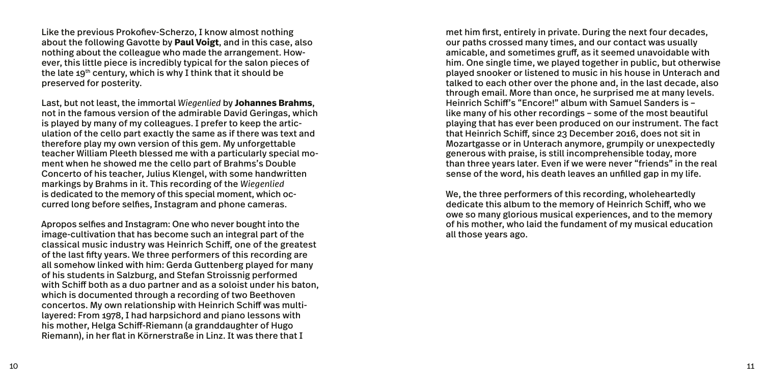Like the previous Prokofiev-Scherzo, I know almost nothing about the following Gavotte by **Paul Voigt**, and in this case, also nothing about the colleague who made the arrangement. However, this little piece is incredibly typical for the salon pieces of the late 19th century, which is why I think that it should be preserved for posterity.

Last, but not least, the immortal *Wiegenlied* by **Johannes Brahms**, not in the famous version of the admirable David Geringas, which is played by many of my colleagues. I prefer to keep the articulation of the cello part exactly the same as if there was text and therefore play my own version of this gem. My unforgettable teacher William Pleeth blessed me with a particularly special moment when he showed me the cello part of Brahms's Double Concerto of his teacher, Julius Klengel, with some handwritten markings by Brahms in it. This recording of the *Wiegenlied* is dedicated to the memory of this special moment, which occurred long before selfies, Instagram and phone cameras.

Apropos selfies and Instagram: One who never bought into the image-cultivation that has become such an integral part of the classical music industry was Heinrich Schiff, one of the greatest of the last fifty years. We three performers of this recording are all somehow linked with him: Gerda Guttenberg played for many of his students in Salzburg, and Stefan Stroissnig performed with Schiff both as a duo partner and as a soloist under his baton, which is documented through a recording of two Beethoven concertos. My own relationship with Heinrich Schiff was multi-layered: From 1978, I had harpsichord and piano lessons with his mother, Helga Schiff-Riemann (a granddaughter of Hugo Riemann), in her flat in Körnerstraße in Linz. It was there that I met him first, entirely in private. During the next four decades, our paths crossed many times, and our contact was usually amicable, and sometimes gruff, as it seemed unavoidable with him. One single time, we played together in public, but otherwise played snooker or listened to music in his house in Unterach and talked to each other over the phone and, in the last decade, also through email. More than once, he surprised me at many levels. Heinrich Schiff's "Encore!" album with Samuel Sanders is – like many of his other recordings – some of the most beautiful playing that has ever been produced on our instrument. The fact that Heinrich Schiff, since 23 December 2016, does not sit in Mozartgasse or in Unterach anymore, grumpily or unexpectedly generous with praise, is still incomprehensible today, more than three years later. Even if we were never "friends" in the real sense of the word, his death leaves an unfilled gap in my life.

We, the three performers of this recording, wholeheartedly dedicate this album to the memory of Heinrich Schiff, who we owe so many glorious musical experiences, and to the memory of his mother, who laid the fundament of my musical education all those years ago.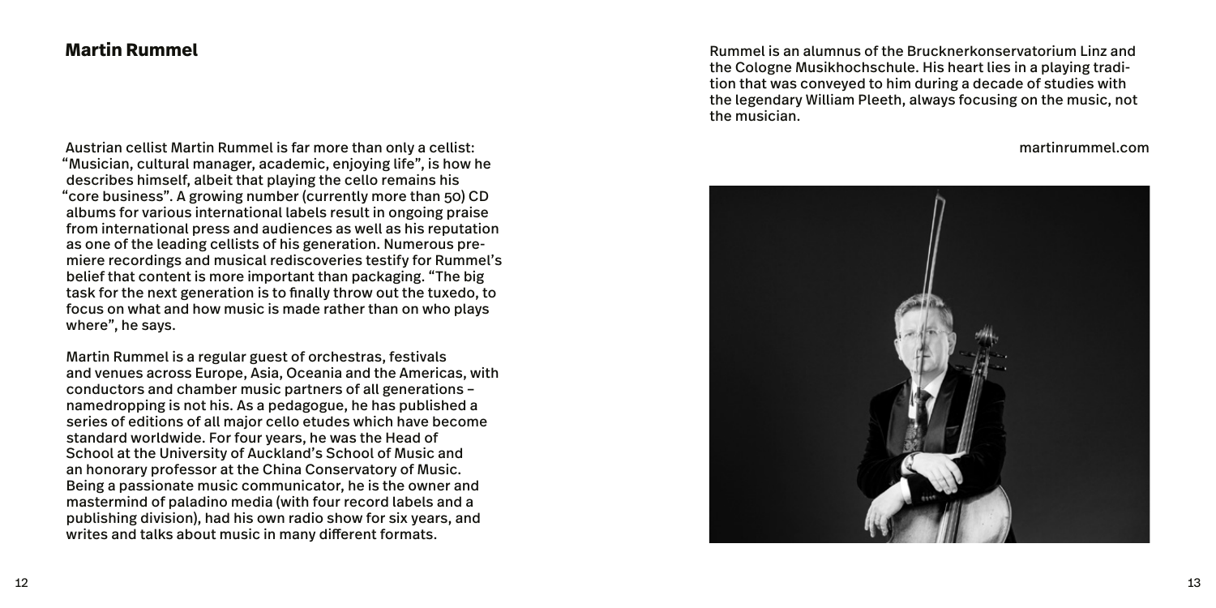## Martin Rummel

Austrian cellist Martin Rummel is far more than only a cellist: "Musician, cultural manager, academic, enjoying life", is how he describes himself, albeit that playing the cello remains his "core business". A growing number (currently more than 50) CD albums for various international labels result in ongoing praise from international press and audiences as well as his reputation as one of the leading cellists of his generation. Numerous premiere recordings and musical rediscoveries testify for Rummel's belief that content is more important than packaging. "The big task for the next generation is to finally throw out the tuxedo, to focus on what and how music is made rather than on who plays where", he says.

Martin Rummel is a regular guest of orchestras, festivals and venues across Europe, Asia, Oceania and the Americas, with conductors and chamber music partners of all generations – namedropping is not his. As a pedagogue, he has published a series of editions of all major cello etudes which have become standard worldwide. For four years, he was the Head of School at the University of Auckland's School of Music and an honorary professor at the China Conservatory of Music. Being a passionate music communicator, he is the owner and mastermind of paladino media (with four record labels and a publishing division), had his own radio show for six years, and writes and talks about music in many different formats.

Rummel is an alumnus of the Brucknerkonservatorium Linz and the Cologne Musikhochschule. His heart lies in a playing tradition that was conveyed to him during a decade of studies with the legendary William Pleeth, always focusing on the music, not the musician.

martinrummel.com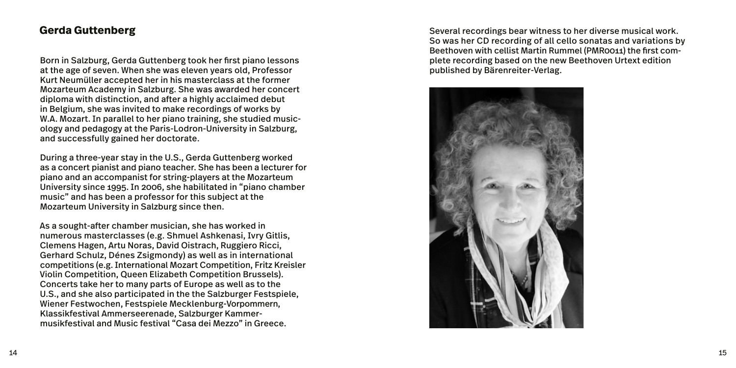## Gerda Guttenberg

Born in Salzburg, Gerda Guttenberg took her first piano lessons at the age of seven. When she was eleven years old, Professor Kurt Neumüller accepted her in his masterclass at the former Mozarteum Academy in Salzburg. She was awarded her concert diploma with distinction, and after a highly acclaimed debut in Belgium, she was invited to make recordings of works by W.A. Mozart. In parallel to her piano training, she studied musicology and pedagogy at the Paris-Lodron-University in Salzburg, and successfully gained her doctorate.

During a three-year stay in the U.S., Gerda Guttenberg worked as a concert pianist and piano teacher. She has been a lecturer for piano and an accompanist for string-players at the Mozarteum University since 1995. In 2006, she habilitated in "piano chamber music" and has been a professor for this subject at the Mozarteum University in Salzburg since then.

As a sought-after chamber musician, she has worked in numerous masterclasses (e.g. Shmuel Ashkenasi, Ivry Gitlis, Clemens Hagen, Artu Noras, David Oistrach, Ruggiero Ricci, Gerhard Schulz, Dénes Zsigmondy) as well as in international competitions (e.g. International Mozart Competition, Fritz Kreisler Violin Competition, Queen Elizabeth Competition Brussels). Concerts take her to many parts of Europe as well as to the U.S., and she also participated in the the Salzburger Festspiele, Wiener Festwochen, Festspiele Mecklenburg-Vorpommern, Klassikfestival Ammerseerenade, Salzburger Kammermusikfestival and Music festival "Casa dei Mezzo" in Greece.

Several recordings bear witness to her diverse musical work. So was her CD recording of all cello sonatas and variations by Beethoven with cellist Martin Rummel (PMR0011) the first complete recording based on the new Beethoven Urtext edition published by Bärenreiter-Verlag.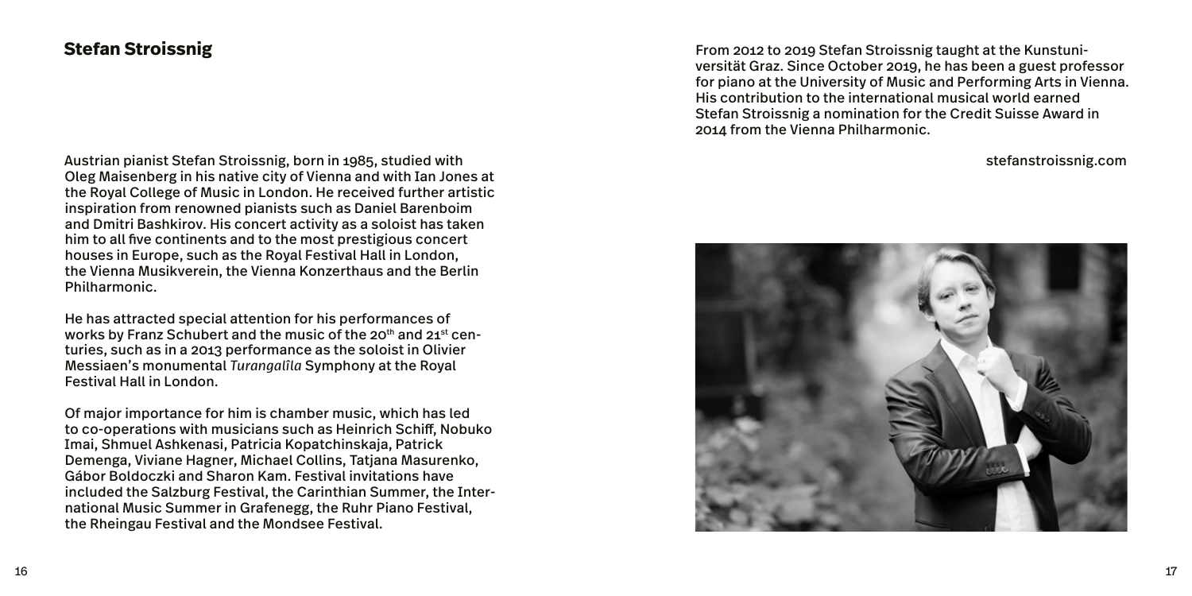## Stefan Stroissnig

Austrian pianist Stefan Stroissnig, born in 1985, studied with Oleg Maisenberg in his native city of Vienna and with Ian Jones at the Royal College of Music in London. He received further artistic inspiration from renowned pianists such as Daniel Barenboim and Dmitri Bashkirov. His concert activity as a soloist has taken him to all five continents and to the most prestigious concert houses in Europe, such as the Royal Festival Hall in London, the Vienna Musikverein, the Vienna Konzerthaus and the Berlin Philharmonic.

He has attracted special attention for his performances of works by Franz Schubert and the music of the 20th and 21st centuries, such as in a 2013 performance as the soloist in Olivier Messiaen's monumental *Turangalîla* Symphony at the Royal Festival Hall in London.

Of major importance for him is chamber music, which has led to co-operations with musicians such as Heinrich Schiff, Nobuko Imai, Shmuel Ashkenasi, Patricia Kopatchinskaja, Patrick Demenga, Viviane Hagner, Michael Collins, Tatjana Masurenko, Gábor Boldoczki and Sharon Kam. Festival invitations have included the Salzburg Festival, the Carinthian Summer, the International Music Summer in Grafenegg, the Ruhr Piano Festival, the Rheingau Festival and the Mondsee Festival.

From 2012 to 2019 Stefan Stroissnig taught at the Kunstuniversität Graz. Since October 2019, he has been a guest professor for piano at the University of Music and Performing Arts in Vienna. His contribution to the international musical world earned Stefan Stroissnig a nomination for the Credit Suisse Award in 2014 from the Vienna Philharmonic.

stefanstroissnig.com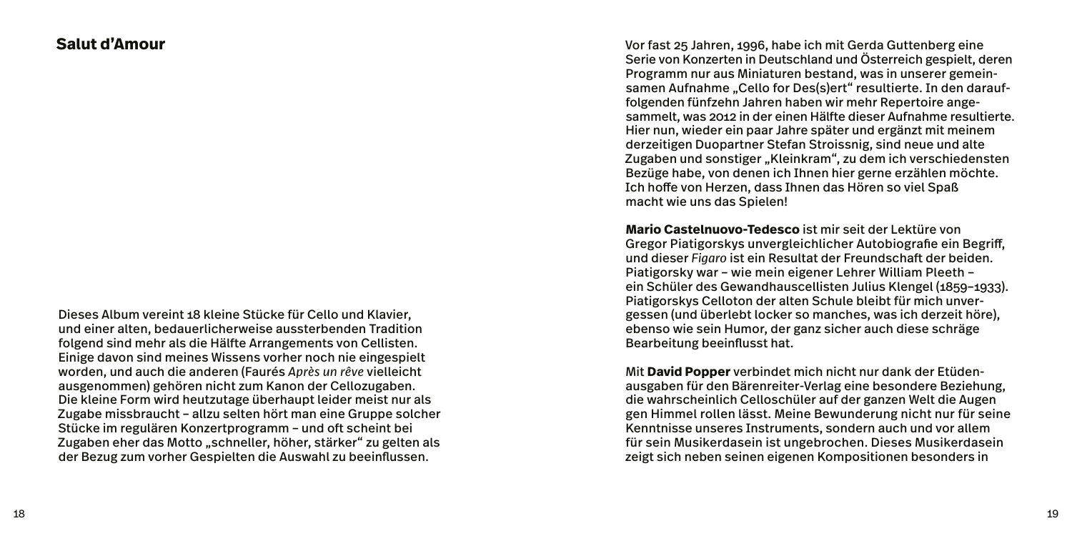## Salut d'Amour

Dieses Album vereint 18 kleine Stücke für Cello und Klavier, und einer alten, bedauerlicherweise aussterbenden Tradition folgend sind mehr als die Hälfte Arrangements von Cellisten. Einige davon sind meines Wissens vorher noch nie eingespielt worden, und auch die anderen (Faurés *Après un rêve* vielleicht ausgenommen) gehören nicht zum Kanon der Cellozugaben. Die kleine Form wird heutzutage überhaupt leider meist nur als Zugabe missbraucht – allzu selten hört man eine Gruppe solcher Stücke im regulären Konzertprogramm – und oft scheint bei Zugaben eher das Motto „schneller, höher, stärker" zu gelten als der Bezug zum vorher Gespielten die Auswahl zu beeinflussen.

Vor fast 25 Jahren, 1996, habe ich mit Gerda Guttenberg eine Serie von Konzerten in Deutschland und Österreich gespielt, deren Programm nur aus Miniaturen bestand, was in unserer gemeinsamen Aufnahme „Cello for Des(s)ert" resultierte. In den darauffolgenden fünfzehn Jahren haben wir mehr Repertoire angesammelt, was 2012 in der einen Hälfte dieser Aufnahme resultierte. Hier nun, wieder ein paar Jahre später und ergänzt mit meinem derzeitigen Duopartner Stefan Stroissnig, sind neue und alte Zugaben und sonstiger „Kleinkram", zu dem ich verschiedensten Bezüge habe, von denen ich Ihnen hier gerne erzählen möchte. Ich hoffe von Herzen, dass Ihnen das Hören so viel Spaß macht wie uns das Spielen!

**Mario Castelnuovo-Tedesco** ist mir seit der Lektüre von Gregor Piatigorskys unvergleichlicher Autobiografie ein Begriff, und dieser *Figaro* ist ein Resultat der Freundschaft der beiden. Piatigorsky war – wie mein eigener Lehrer William Pleeth – ein Schüler des Gewandhauscellisten Julius Klengel (1859–1933). Piatigorskys Celloton der alten Schule bleibt für mich unvergessen (und überlebt locker so manches, was ich derzeit höre), ebenso wie sein Humor, der ganz sicher auch diese schräge Bearbeitung beeinflusst hat.

Mit **David Popper** verbindet mich nicht nur dank der Etüdenausgaben für den Bärenreiter-Verlag eine besondere Beziehung, die wahrscheinlich Celloschüler auf der ganzen Welt die Augen gen Himmel rollen lässt. Meine Bewunderung nicht nur für seine Kenntnisse unseres Instruments, sondern auch und vor allem für sein Musikerdasein ist ungebrochen. Dieses Musikerdasein zeigt sich neben seinen eigenen Kompositionen besonders in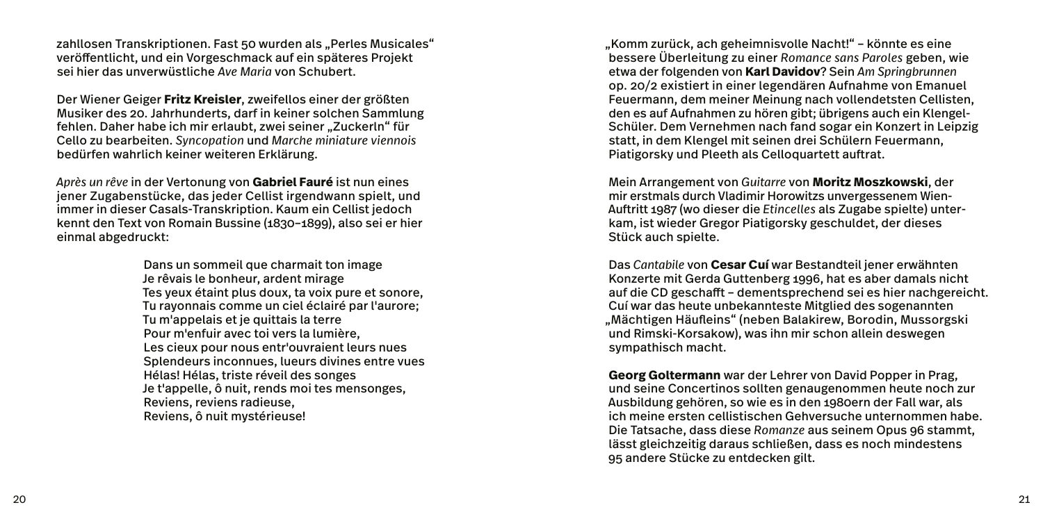zahllosen Transkriptionen. Fast 50 wurden als „Perles Musicales" veröffentlicht, und ein Vorgeschmack auf ein späteres Projekt sei hier das unverwüstliche *Ave Maria* von Schubert.

Der Wiener Geiger **Fritz Kreisler**, zweifellos einer der größten Musiker des 20. Jahrhunderts, darf in keiner solchen Sammlung fehlen. Daher habe ich mir erlaubt, zwei seiner „Zuckerln" für Cello zu bearbeiten. *Syncopation* und *Marche miniature viennois* bedürfen wahrlich keiner weiteren Erklärung.

*Après un rêve* in der Vertonung von **Gabriel Fauré** ist nun eines jener Zugabenstücke, das jeder Cellist irgendwann spielt, und immer in dieser Casals-Transkription. Kaum ein Cellist jedoch kennt den Text von Romain Bussine (1830–1899), also sei er hier einmal abgedruckt:

Dans un sommeil que charmait ton image
Je rêvais le bonheur, ardent mirage
Tes yeux étaint plus doux, ta voix pure et sonore,
Tu rayonnais comme un ciel éclairé par l'aurore;
Tu m'appelais et je quittais la terre
Pour m'enfuir avec toi vers la lumière,
Les cieux pour nous entr'ouvraient leurs nues
Splendeurs inconnues, lueurs divines entre vues
Hélas! Hélas, triste réveil des songes
Je t'appelle, ô nuit, rends moi tes mensonges,
Reviens, reviens radieuse,
Reviens, ô nuit mystérieuse!

„Komm zurück, ach geheimnisvolle Nacht!" – könnte es eine bessere Überleitung zu einer *Romance sans Paroles* geben, wie etwa der folgenden von **Karl Davidov**? Sein *Am Springbrunnen* op. 20/2 existiert in einer legendären Aufnahme von Emanuel Feuermann, dem meiner Meinung nach vollendetsten Cellisten, den es auf Aufnahmen zu hören gibt; übrigens auch ein Klengel-Schüler. Dem Vernehmen nach fand sogar ein Konzert in Leipzig statt, in dem Klengel mit seinen drei Schülern Feuermann, Piatigorsky und Pleeth als Celloquartett auftrat.

Mein Arrangement von *Guitarre* von **Moritz Moszkowski**, der mir erstmals durch Vladimir Horowitzs unvergessenem Wien-Auftritt 1987 (wo dieser die *Etincelles* als Zugabe spielte) unterkam, ist wieder Gregor Piatigorsky geschuldet, der dieses Stück auch spielte.

Das *Cantabile* von **Cesar Cuí** war Bestandteil jener erwähnten Konzerte mit Gerda Guttenberg 1996, hat es aber damals nicht auf die CD geschafft – dementsprechend sei es hier nachgereicht. Cuí war das heute unbekannteste Mitglied des sogenannten „Mächtigen Häufleins" (neben Balakirew, Borodin, Mussorgski und Rimski-Korsakow), was ihn mir schon allein deswegen sympathisch macht.

**Georg Goltermann** war der Lehrer von David Popper in Prag, und seine Concertinos sollten genaugenommen heute noch zur Ausbildung gehören, so wie es in den 1980ern der Fall war, als ich meine ersten cellistischen Gehversuche unternommen habe. Die Tatsache, dass diese *Romanze* aus seinem Opus 96 stammt, lässt gleichzeitig daraus schließen, dass es noch mindestens 95 andere Stücke zu entdecken gilt.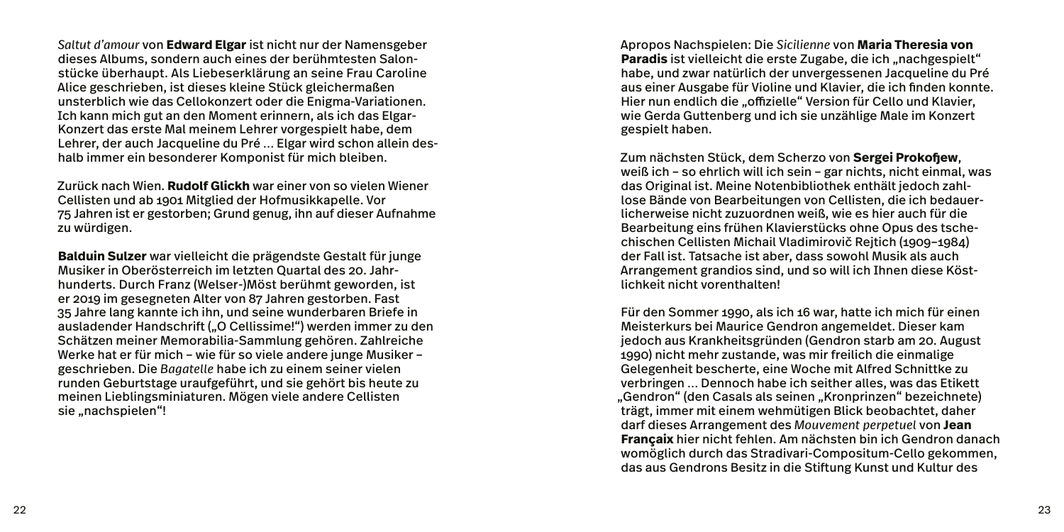*Saltut d'amour* von **Edward Elgar** ist nicht nur der Namensgeber dieses Albums, sondern auch eines der berühmtesten Salonstücke überhaupt. Als Liebeserklärung an seine Frau Caroline Alice geschrieben, ist dieses kleine Stück gleichermaßen unsterblich wie das Cellokonzert oder die Enigma-Variationen. Ich kann mich gut an den Moment erinnern, als ich das Elgar-Konzert das erste Mal meinem Lehrer vorgespielt habe, dem Lehrer, der auch Jacqueline du Pré … Elgar wird schon allein deshalb immer ein besonderer Komponist für mich bleiben.

Zurück nach Wien. **Rudolf Glickh** war einer von so vielen Wiener Cellisten und ab 1901 Mitglied der Hofmusikkapelle. Vor 75 Jahren ist er gestorben; Grund genug, ihn auf dieser Aufnahme zu würdigen.

**Balduin Sulzer** war vielleicht die prägendste Gestalt für junge Musiker in Oberösterreich im letzten Quartal des 20. Jahrhunderts. Durch Franz (Welser-)Möst berühmt geworden, ist er 2019 im gesegneten Alter von 87 Jahren gestorben. Fast 35 Jahre lang kannte ich ihn, und seine wunderbaren Briefe in ausladender Handschrift („O Cellissime!") werden immer zu den Schätzen meiner Memorabilia-Sammlung gehören. Zahlreiche Werke hat er für mich – wie für so viele andere junge Musiker – geschrieben. Die *Bagatelle* habe ich zu einem seiner vielen runden Geburtstage uraufgeführt, und sie gehört bis heute zu meinen Lieblingsminiaturen. Mögen viele andere Cellisten sie „nachspielen"!

Apropos Nachspielen: Die *Sicilienne* von **Maria Theresia von Paradis** ist vielleicht die erste Zugabe, die ich „nachgespielt" habe, und zwar natürlich der unvergessenen Jacqueline du Pré aus einer Ausgabe für Violine und Klavier, die ich finden konnte. Hier nun endlich die „offizielle" Version für Cello und Klavier, wie Gerda Guttenberg und ich sie unzählige Male im Konzert gespielt haben.

Zum nächsten Stück, dem Scherzo von **Sergei Prokofjew**, weiß ich – so ehrlich will ich sein – gar nichts, nicht einmal, was das Original ist. Meine Notenbibliothek enthält jedoch zahllose Bände von Bearbeitungen von Cellisten, die ich bedauerlicherweise nicht zuzuordnen weiß, wie es hier auch für die Bearbeitung eins frühen Klavierstücks ohne Opus des tschechischen Cellisten Michail Vladimirovič Rejtich (1909–1984) der Fall ist. Tatsache ist aber, dass sowohl Musik als auch Arrangement grandios sind, und so will ich Ihnen diese Köstlichkeit nicht vorenthalten!

Für den Sommer 1990, als ich 16 war, hatte ich mich für einen Meisterkurs bei Maurice Gendron angemeldet. Dieser kam jedoch aus Krankheitsgründen (Gendron starb am 20. August 1990) nicht mehr zustande, was mir freilich die einmalige Gelegenheit bescherte, eine Woche mit Alfred Schnittke zu verbringen … Dennoch habe ich seither alles, was das Etikett „Gendron" (den Casals als seinen „Kronprinzen" bezeichnete) trägt, immer mit einem wehmütigen Blick beobachtet, daher darf dieses Arrangement des *Mouvement perpetuel* von **Jean Françaix** hier nicht fehlen. Am nächsten bin ich Gendron danach womöglich durch das Stradivari-Compositum-Cello gekommen, das aus Gendrons Besitz in die Stiftung Kunst und Kultur des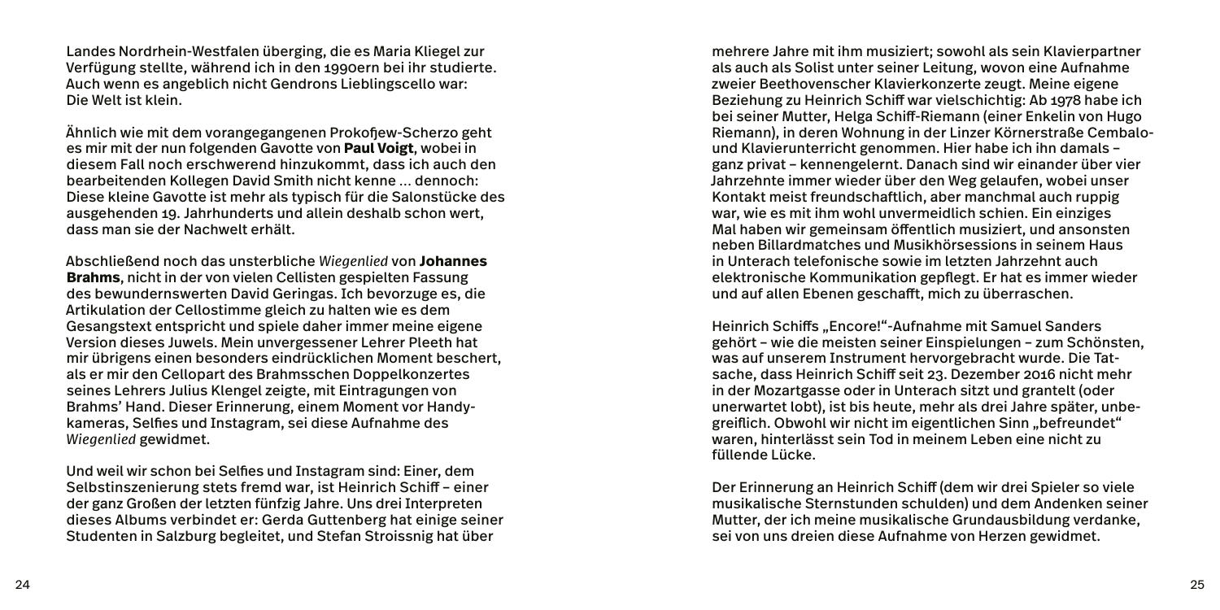Landes Nordrhein-Westfalen überging, die es Maria Kliegel zur Verfügung stellte, während ich in den 1990ern bei ihr studierte. Auch wenn es angeblich nicht Gendrons Lieblingscello war: Die Welt ist klein.

Ähnlich wie mit dem vorangegangenen Prokofjew-Scherzo geht es mir mit der nun folgenden Gavotte von **Paul Voigt**, wobei in diesem Fall noch erschwerend hinzukommt, dass ich auch den bearbeitenden Kollegen David Smith nicht kenne … dennoch: Diese kleine Gavotte ist mehr als typisch für die Salonstücke des ausgehenden 19. Jahrhunderts und allein deshalb schon wert, dass man sie der Nachwelt erhält.

Abschließend noch das unsterbliche *Wiegenlied* von **Johannes Brahms**, nicht in der von vielen Cellisten gespielten Fassung des bewundernswerten David Geringas. Ich bevorzuge es, die Artikulation der Cellostimme gleich zu halten wie es dem Gesangstext entspricht und spiele daher immer meine eigene Version dieses Juwels. Mein unvergessener Lehrer Pleeth hat mir übrigens einen besonders eindrücklichen Moment beschert, als er mir den Cellopart des Brahmsschen Doppelkonzertes seines Lehrers Julius Klengel zeigte, mit Eintragungen von Brahms' Hand. Dieser Erinnerung, einem Moment vor Handykameras, Selfies und Instagram, sei diese Aufnahme des *Wiegenlied* gewidmet.

Und weil wir schon bei Selfies und Instagram sind: Einer, dem Selbstinszenierung stets fremd war, ist Heinrich Schiff – einer der ganz Großen der letzten fünfzig Jahre. Uns drei Interpreten dieses Albums verbindet er: Gerda Guttenberg hat einige seiner Studenten in Salzburg begleitet, und Stefan Stroissnig hat über mehrere Jahre mit ihm musiziert; sowohl als sein Klavierpartner als auch als Solist unter seiner Leitung, wovon eine Aufnahme zweier Beethovenscher Klavierkonzerte zeugt. Meine eigene Beziehung zu Heinrich Schiff war vielschichtig: Ab 1978 habe ich bei seiner Mutter, Helga Schiff-Riemann (einer Enkelin von Hugo Riemann), in deren Wohnung in der Linzer Körnerstraße Cembalo- und Klavierunterricht genommen. Hier habe ich ihn damals – ganz privat – kennengelernt. Danach sind wir einander über vier Jahrzehnte immer wieder über den Weg gelaufen, wobei unser Kontakt meist freundschaftlich, aber manchmal auch ruppig war, wie es mit ihm wohl unvermeidlich schien. Ein einziges Mal haben wir gemeinsam öffentlich musiziert, und ansonsten neben Billardmatches und Musikhörsessions in seinem Haus in Unterach telefonische sowie im letzten Jahrzehnt auch elektronische Kommunikation gepflegt. Er hat es immer wieder und auf allen Ebenen geschafft, mich zu überraschen.

Heinrich Schiffs „Encore!"-Aufnahme mit Samuel Sanders gehört – wie die meisten seiner Einspielungen – zum Schönsten, was auf unserem Instrument hervorgebracht wurde. Die Tatsache, dass Heinrich Schiff seit 23. Dezember 2016 nicht mehr in der Mozartgasse oder in Unterach sitzt und grantelt (oder unerwartet lobt), ist bis heute, mehr als drei Jahre später, unbegreiflich. Obwohl wir nicht im eigentlichen Sinn „befreundet" waren, hinterlässt sein Tod in meinem Leben eine nicht zu füllende Lücke.

Der Erinnerung an Heinrich Schiff (dem wir drei Spieler so viele musikalische Sternstunden schulden) und dem Andenken seiner Mutter, der ich meine musikalische Grundausbildung verdanke, sei von uns dreien diese Aufnahme von Herzen gewidmet.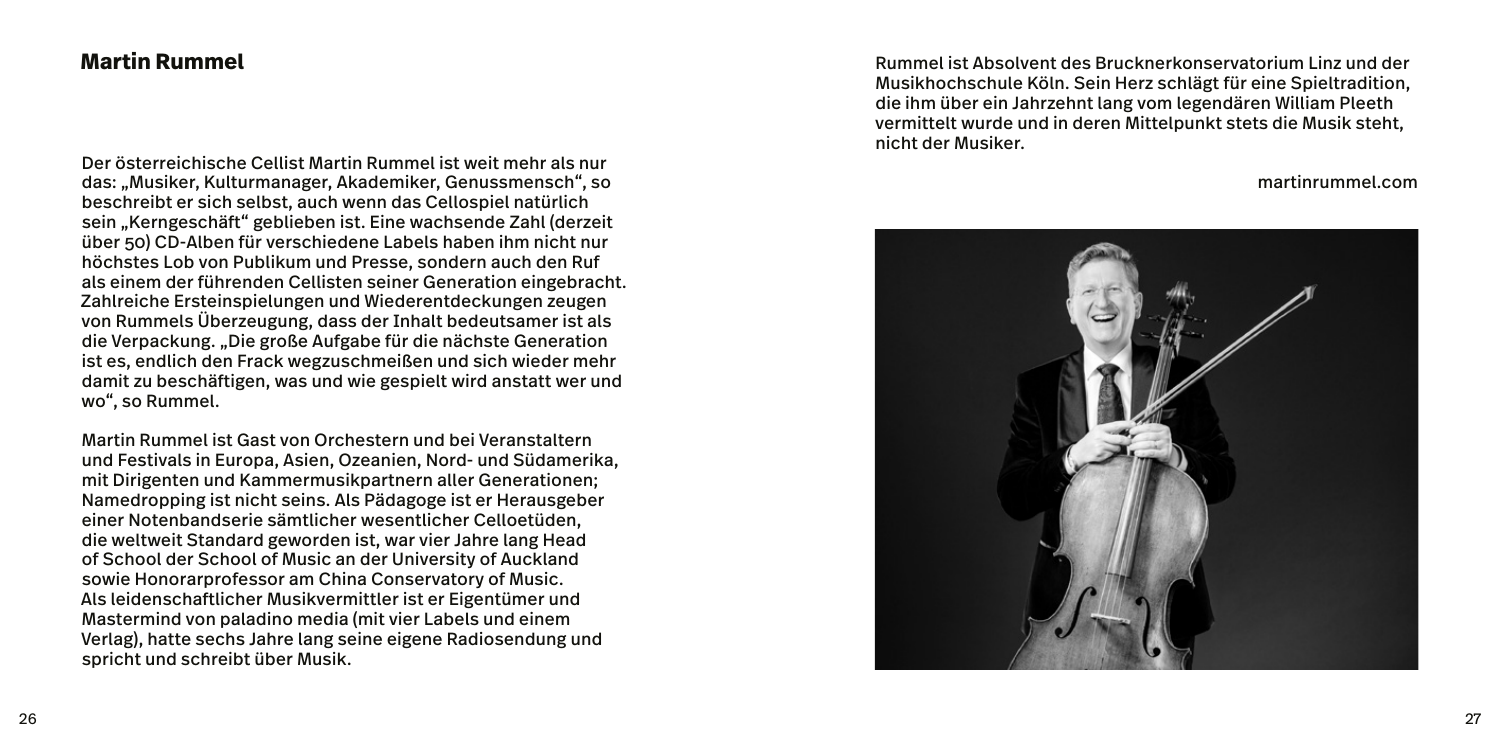## Martin Rummel

Der österreichische Cellist Martin Rummel ist weit mehr als nur das: „Musiker, Kulturmanager, Akademiker, Genussmensch", so beschreibt er sich selbst, auch wenn das Cellospiel natürlich sein „Kerngeschäft" geblieben ist. Eine wachsende Zahl (derzeit über 50) CD-Alben für verschiedene Labels haben ihm nicht nur höchstes Lob von Publikum und Presse, sondern auch den Ruf als einem der führenden Cellisten seiner Generation eingebracht. Zahlreiche Ersteinspielungen und Wiederentdeckungen zeugen von Rummels Überzeugung, dass der Inhalt bedeutsamer ist als die Verpackung. „Die große Aufgabe für die nächste Generation ist es, endlich den Frack wegzuschmeißen und sich wieder mehr damit zu beschäftigen, was und wie gespielt wird anstatt wer und wo", so Rummel.

Martin Rummel ist Gast von Orchestern und bei Veranstaltern und Festivals in Europa, Asien, Ozeanien, Nord- und Südamerika, mit Dirigenten und Kammermusikpartnern aller Generationen; Namedropping ist nicht seins. Als Pädagoge ist er Herausgeber einer Notenbandserie sämtlicher wesentlicher Celloetüden, die weltweit Standard geworden ist, war vier Jahre lang Head of School der School of Music an der University of Auckland sowie Honorarprofessor am China Conservatory of Music. Als leidenschaftlicher Musikvermittler ist er Eigentümer und Mastermind von paladino media (mit vier Labels und einem Verlag), hatte sechs Jahre lang seine eigene Radiosendung und spricht und schreibt über Musik.

Rummel ist Absolvent des Brucknerkonservatorium Linz und der Musikhochschule Köln. Sein Herz schlägt für eine Spieltradition, die ihm über ein Jahrzehnt lang vom legendären William Pleeth vermittelt wurde und in deren Mittelpunkt stets die Musik steht, nicht der Musiker.

martinrummel.com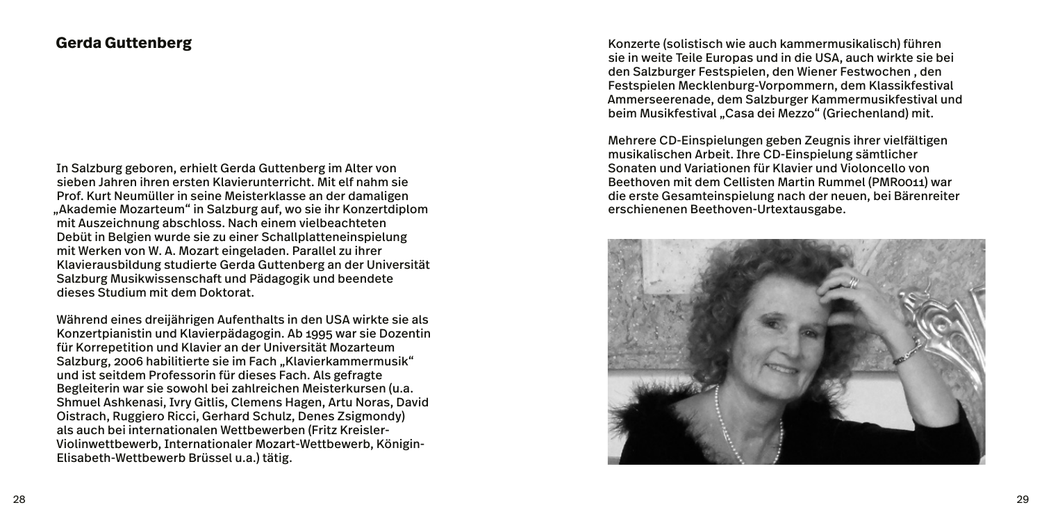## Gerda Guttenberg

In Salzburg geboren, erhielt Gerda Guttenberg im Alter von sieben Jahren ihren ersten Klavierunterricht. Mit elf nahm sie Prof. Kurt Neumüller in seine Meisterklasse an der damaligen „Akademie Mozarteum" in Salzburg auf, wo sie ihr Konzertdiplom mit Auszeichnung abschloss. Nach einem vielbeachteten Debüt in Belgien wurde sie zu einer Schallplatteneinspielung mit Werken von W. A. Mozart eingeladen. Parallel zu ihrer Klavierausbildung studierte Gerda Guttenberg an der Universität Salzburg Musikwissenschaft und Pädagogik und beendete dieses Studium mit dem Doktorat.

Während eines dreijährigen Aufenthalts in den USA wirkte sie als Konzertpianistin und Klavierpädagogin. Ab 1995 war sie Dozentin für Korrepetition und Klavier an der Universität Mozarteum Salzburg, 2006 habilitierte sie im Fach „Klavierkammermusik" und ist seitdem Professorin für dieses Fach. Als gefragte Begleiterin war sie sowohl bei zahlreichen Meisterkursen (u.a. Shmuel Ashkenasi, Ivry Gitlis, Clemens Hagen, Artu Noras, David Oistrach, Ruggiero Ricci, Gerhard Schulz, Denes Zsigmondy) als auch bei internationalen Wettbewerben (Fritz Kreisler-Violinwettbewerb, Internationaler Mozart-Wettbewerb, Königin-Elisabeth-Wettbewerb Brüssel u.a.) tätig.

Konzerte (solistisch wie auch kammermusikalisch) führen sie in weite Teile Europas und in die USA, auch wirkte sie bei den Salzburger Festspielen, den Wiener Festwochen , den Festspielen Mecklenburg-Vorpommern, dem Klassikfestival Ammerseerenade, dem Salzburger Kammermusikfestival und beim Musikfestival „Casa dei Mezzo" (Griechenland) mit.

Mehrere CD-Einspielungen geben Zeugnis ihrer vielfältigen musikalischen Arbeit. Ihre CD-Einspielung sämtlicher Sonaten und Variationen für Klavier und Violoncello von Beethoven mit dem Cellisten Martin Rummel (PMR0011) war die erste Gesamteinspielung nach der neuen, bei Bärenreiter erschienenen Beethoven-Urtextausgabe.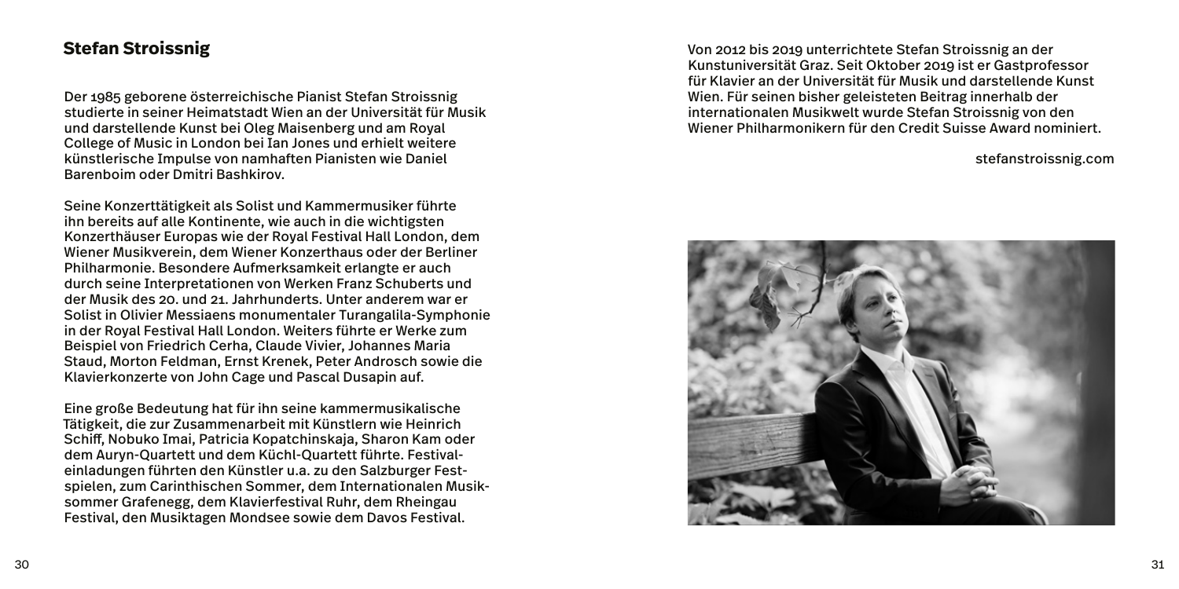## Stefan Stroissnig

Der 1985 geborene österreichische Pianist Stefan Stroissnig studierte in seiner Heimatstadt Wien an der Universität für Musik und darstellende Kunst bei Oleg Maisenberg und am Royal College of Music in London bei Ian Jones und erhielt weitere künstlerische Impulse von namhaften Pianisten wie Daniel Barenboim oder Dmitri Bashkirov.

Seine Konzerttätigkeit als Solist und Kammermusiker führte ihn bereits auf alle Kontinente, wie auch in die wichtigsten Konzerthäuser Europas wie der Royal Festival Hall London, dem Wiener Musikverein, dem Wiener Konzerthaus oder der Berliner Philharmonie. Besondere Aufmerksamkeit erlangte er auch durch seine Interpretationen von Werken Franz Schuberts und der Musik des 20. und 21. Jahrhunderts. Unter anderem war er Solist in Olivier Messiaens monumentaler Turangalila-Symphonie in der Royal Festival Hall London. Weiters führte er Werke zum Beispiel von Friedrich Cerha, Claude Vivier, Johannes Maria Staud, Morton Feldman, Ernst Krenek, Peter Androsch sowie die Klavierkonzerte von John Cage und Pascal Dusapin auf.

Eine große Bedeutung hat für ihn seine kammermusikalische Tätigkeit, die zur Zusammenarbeit mit Künstlern wie Heinrich Schiff, Nobuko Imai, Patricia Kopatchinskaja, Sharon Kam oder dem Auryn-Quartett und dem Küchl-Quartett führte. Festivaleinladungen führten den Künstler u.a. zu den Salzburger Festspielen, zum Carinthischen Sommer, dem Internationalen Musiksommer Grafenegg, dem Klavierfestival Ruhr, dem Rheingau Festival, den Musiktagen Mondsee sowie dem Davos Festival.

Von 2012 bis 2019 unterrichtete Stefan Stroissnig an der Kunstuniversität Graz. Seit Oktober 2019 ist er Gastprofessor für Klavier an der Universität für Musik und darstellende Kunst Wien. Für seinen bisher geleisteten Beitrag innerhalb der internationalen Musikwelt wurde Stefan Stroissnig von den Wiener Philharmonikern für den Credit Suisse Award nominiert.

stefanstroissnig.com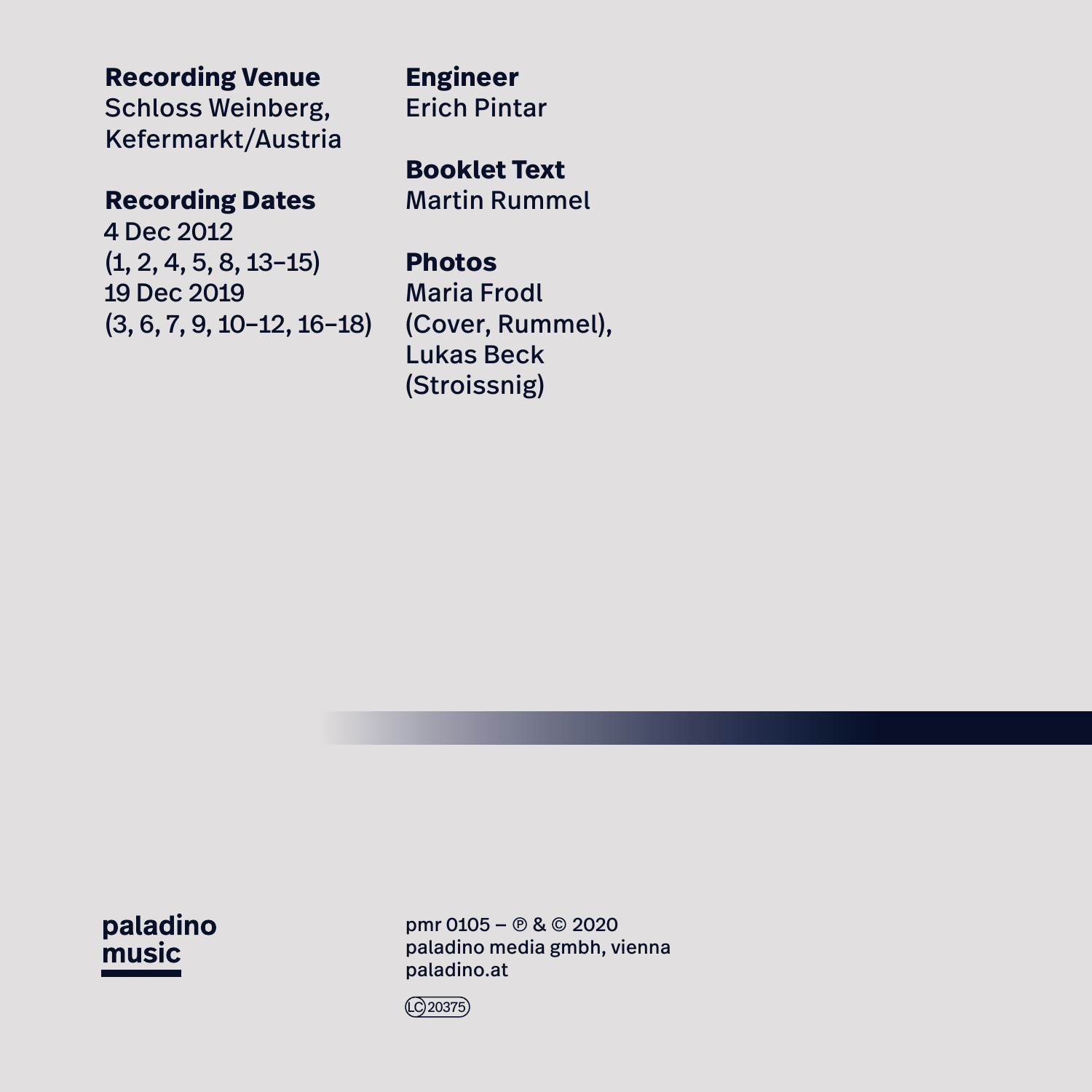**Recording Venue**
Schloss Weinberg,
Kefermarkt/Austria

**Recording Dates**
4 Dec 2012
(1, 2, 4, 5, 8, 13–15)
19 Dec 2019
(3, 6, 7, 9, 10–12, 16–18)

**Engineer**
Erich Pintar

**Booklet Text**
Martin Rummel

**Photos**
Maria Frodl
(Cover, Rummel),
Lukas Beck
(Stroissnig)

**paladino music**

pmr 0105 – ℗ & © 2020
paladino media gmbh, vienna
paladino.at

LC 20375